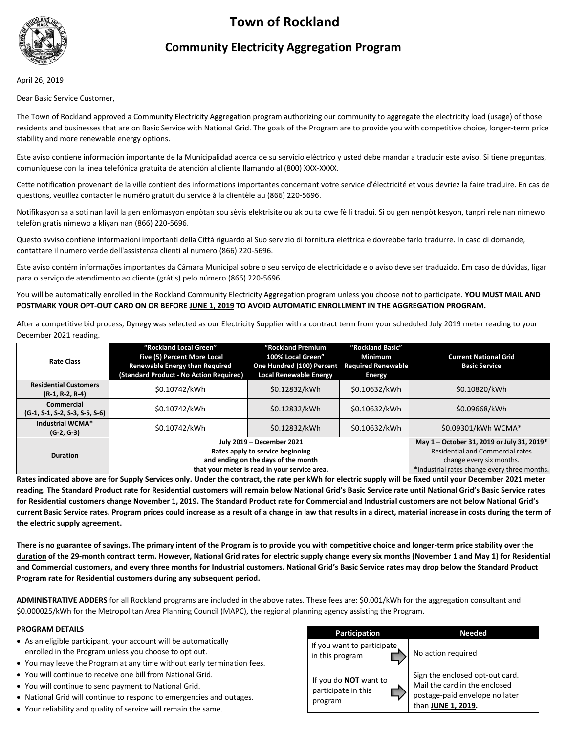# Town of Rockland

## Community Electricity Aggregation Program

April 26, 2019

Dear Basic Service Customer,

The Town of Rockland approved a Community Electricity Aggregation program authorizing our community to aggregate the electricity load (usage) of those residents and businesses that are on Basic Service with National Grid. The goals of the Program are to provide you with competitive choice, longer-term price stability and more renewable energy options.

Este aviso contiene información importante de la Municipalidad acerca de su servicio eléctrico y usted debe mandar a traducir este aviso. Si tiene preguntas, comuníquese con la línea telefónica gratuita de atención al cliente llamando al (800) XXX-XXXX.

Cette notification provenant de la ville contient des informations importantes concernant votre service d'électricité et vous devriez la faire traduire. En cas de questions, veuillez contacter le numéro gratuit du service à la clientèle au (866) 220-5696.

Notifikasyon sa a soti nan lavil la gen enfòmasyon enpòtan sou sèvis elektrisite ou ak ou ta dwe fè li tradui. Si ou gen nenpòt kesyon, tanpri rele nan nimewo telefòn gratis nimewo a kliyan nan (866) 220-5696.

Questo avviso contiene informazioni importanti della Città riguardo al Suo servizio di fornitura elettrica e dovrebbe farlo tradurre. In caso di domande, contattare il numero verde dell'assistenza clienti al numero (866) 220-5696.

Este aviso contém informações importantes da Câmara Municipal sobre o seu serviço de electricidade e o aviso deve ser traduzido. Em caso de dúvidas, ligar para o serviço de atendimento ao cliente (grátis) pelo número (866) 220-5696.

You will be automatically enrolled in the Rockland Community Electricity Aggregation program unless you choose not to participate. **YOU MUST MAIL AND POSTMARK YOUR OPT-OUT CARD ON OR BEFORE JUNE 1, 2019 TO AVOID AUTOMATIC ENROLLMENT IN THE AGGREGATION PROGRAM.**

After a competitive bid process, Dynegy was selected as our Electricity Supplier with a contract term from your scheduled July 2019 meter reading to your December 2021 reading.

| Rate Class | "Rockland Local Green" Five (5) Percent More Local Renewable Energy than Required (Standard Product - No Action Required) | "Rockland Premium 100% Local Green" One Hundred (100) Percent Local Renewable Energy | "Rockland Basic" Minimum Required Renewable Energy | Current National Grid Basic Service |
|---|---|---|---|---|
| Residential Customers (R-1, R-2, R-4) | $0.10742/kWh | $0.12832/kWh | $0.10632/kWh | $0.10820/kWh |
| Commercial (G-1, S-1, S-2, S-3, S-5, S-6) | $0.10742/kWh | $0.12832/kWh | $0.10632/kWh | $0.09668/kWh |
| Industrial WCMA* (G-2, G-3) | $0.10742/kWh | $0.12832/kWh | $0.10632/kWh | $0.09301/kWh WCMA* |
| Duration | July 2019 – December 2021 Rates apply to service beginning and ending on the days of the month that your meter is read in your service area. | | | May 1 – October 31, 2019 or July 31, 2019* Residential and Commercial rates change every six months. *Industrial rates change every three months. |

**Rates indicated above are for Supply Services only. Under the contract, the rate per kWh for electric supply will be fixed until your December 2021 meter reading. The Standard Product rate for Residential customers will remain below National Grid's Basic Service rate until National Grid's Basic Service rates for Residential customers change November 1, 2019. The Standard Product rate for Commercial and Industrial customers are not below National Grid's current Basic Service rates. Program prices could increase as a result of a change in law that results in a direct, material increase in costs during the term of the electric supply agreement.**

**There is no guarantee of savings. The primary intent of the Program is to provide you with competitive choice and longer-term price stability over the duration of the 29-month contract term. However, National Grid rates for electric supply change every six months (November 1 and May 1) for Residential and Commercial customers, and every three months for Industrial customers. National Grid's Basic Service rates may drop below the Standard Product Program rate for Residential customers during any subsequent period.**

**ADMINISTRATIVE ADDERS** for all Rockland programs are included in the above rates. These fees are: $0.001/kWh for the aggregation consultant and $0.000025/kWh for the Metropolitan Area Planning Council (MAPC), the regional planning agency assisting the Program.

**PROGRAM DETAILS**

- As an eligible participant, your account will be automatically enrolled in the Program unless you choose to opt out.
- You may leave the Program at any time without early termination fees.
- You will continue to receive one bill from National Grid.
- You will continue to send payment to National Grid.
- National Grid will continue to respond to emergencies and outages.
- Your reliability and quality of service will remain the same.

| Participation | Needed |
|---|---|
| If you want to participate in this program | No action required |
| If you do **NOT** want to participate in this program | Sign the enclosed opt-out card. Mail the card in the enclosed postage-paid envelope no later than **JUNE 1, 2019.** |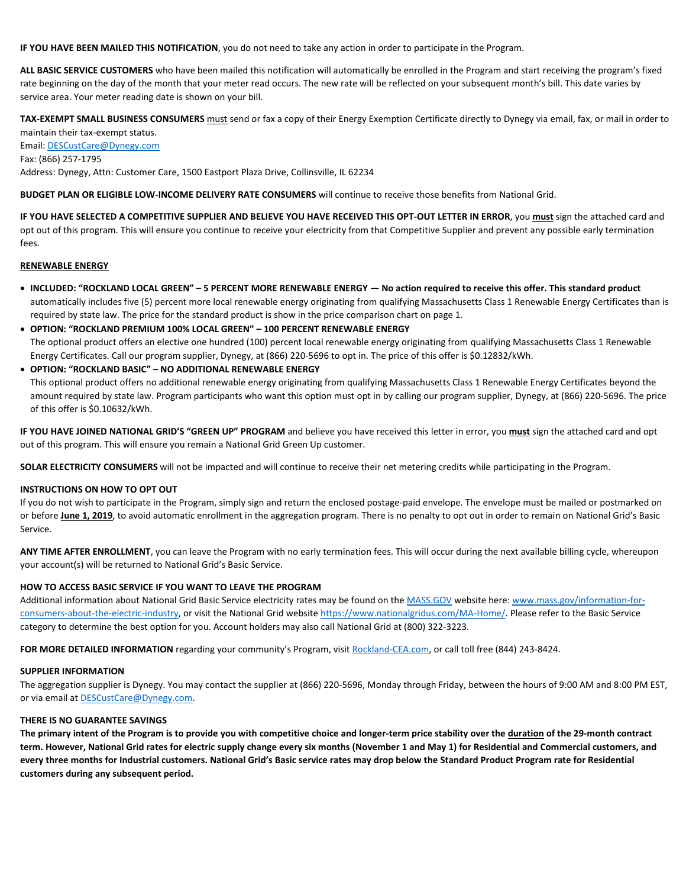**IF YOU HAVE BEEN MAILED THIS NOTIFICATION**, you do not need to take any action in order to participate in the Program.

**ALL BASIC SERVICE CUSTOMERS** who have been mailed this notification will automatically be enrolled in the Program and start receiving the program's fixed rate beginning on the day of the month that your meter read occurs. The new rate will be reflected on your subsequent month's bill. This date varies by service area. Your meter reading date is shown on your bill.

**TAX-EXEMPT SMALL BUSINESS CONSUMERS** must send or fax a copy of their Energy Exemption Certificate directly to Dynegy via email, fax, or mail in order to maintain their tax-exempt status.
Email: DESCustCare@Dynegy.com
Fax: (866) 257-1795
Address: Dynegy, Attn: Customer Care, 1500 Eastport Plaza Drive, Collinsville, IL 62234

**BUDGET PLAN OR ELIGIBLE LOW-INCOME DELIVERY RATE CONSUMERS** will continue to receive those benefits from National Grid.

**IF YOU HAVE SELECTED A COMPETITIVE SUPPLIER AND BELIEVE YOU HAVE RECEIVED THIS OPT-OUT LETTER IN ERROR**, you **must** sign the attached card and opt out of this program. This will ensure you continue to receive your electricity from that Competitive Supplier and prevent any possible early termination fees.

**RENEWABLE ENERGY**

- **INCLUDED: "ROCKLAND LOCAL GREEN" – 5 PERCENT MORE RENEWABLE ENERGY — No action required to receive this offer. This standard product** automatically includes five (5) percent more local renewable energy originating from qualifying Massachusetts Class 1 Renewable Energy Certificates than is required by state law. The price for the standard product is show in the price comparison chart on page 1.
- **OPTION: "ROCKLAND PREMIUM 100% LOCAL GREEN" – 100 PERCENT RENEWABLE ENERGY**
  The optional product offers an elective one hundred (100) percent local renewable energy originating from qualifying Massachusetts Class 1 Renewable Energy Certificates. Call our program supplier, Dynegy, at (866) 220-5696 to opt in. The price of this offer is $0.12832/kWh.
- **OPTION: "ROCKLAND BASIC" – NO ADDITIONAL RENEWABLE ENERGY**
  This optional product offers no additional renewable energy originating from qualifying Massachusetts Class 1 Renewable Energy Certificates beyond the amount required by state law. Program participants who want this option must opt in by calling our program supplier, Dynegy, at (866) 220-5696. The price of this offer is $0.10632/kWh.

**IF YOU HAVE JOINED NATIONAL GRID'S "GREEN UP" PROGRAM** and believe you have received this letter in error, you **must** sign the attached card and opt out of this program. This will ensure you remain a National Grid Green Up customer.

**SOLAR ELECTRICITY CONSUMERS** will not be impacted and will continue to receive their net metering credits while participating in the Program.

**INSTRUCTIONS ON HOW TO OPT OUT**
If you do not wish to participate in the Program, simply sign and return the enclosed postage-paid envelope. The envelope must be mailed or postmarked on or before **June 1, 2019**, to avoid automatic enrollment in the aggregation program. There is no penalty to opt out in order to remain on National Grid's Basic Service.

**ANY TIME AFTER ENROLLMENT**, you can leave the Program with no early termination fees. This will occur during the next available billing cycle, whereupon your account(s) will be returned to National Grid's Basic Service.

**HOW TO ACCESS BASIC SERVICE IF YOU WANT TO LEAVE THE PROGRAM**
Additional information about National Grid Basic Service electricity rates may be found on the MASS.GOV website here: www.mass.gov/information-for-consumers-about-the-electric-industry, or visit the National Grid website https://www.nationalgridus.com/MA-Home/. Please refer to the Basic Service category to determine the best option for you. Account holders may also call National Grid at (800) 322-3223.

**FOR MORE DETAILED INFORMATION** regarding your community's Program, visit Rockland-CEA.com, or call toll free (844) 243-8424.

**SUPPLIER INFORMATION**
The aggregation supplier is Dynegy. You may contact the supplier at (866) 220-5696, Monday through Friday, between the hours of 9:00 AM and 8:00 PM EST, or via email at DESCustCare@Dynegy.com.

**THERE IS NO GUARANTEE SAVINGS**
**The primary intent of the Program is to provide you with competitive choice and longer-term price stability over the duration of the 29-month contract term. However, National Grid rates for electric supply change every six months (November 1 and May 1) for Residential and Commercial customers, and every three months for Industrial customers. National Grid's Basic service rates may drop below the Standard Product Program rate for Residential customers during any subsequent period.**